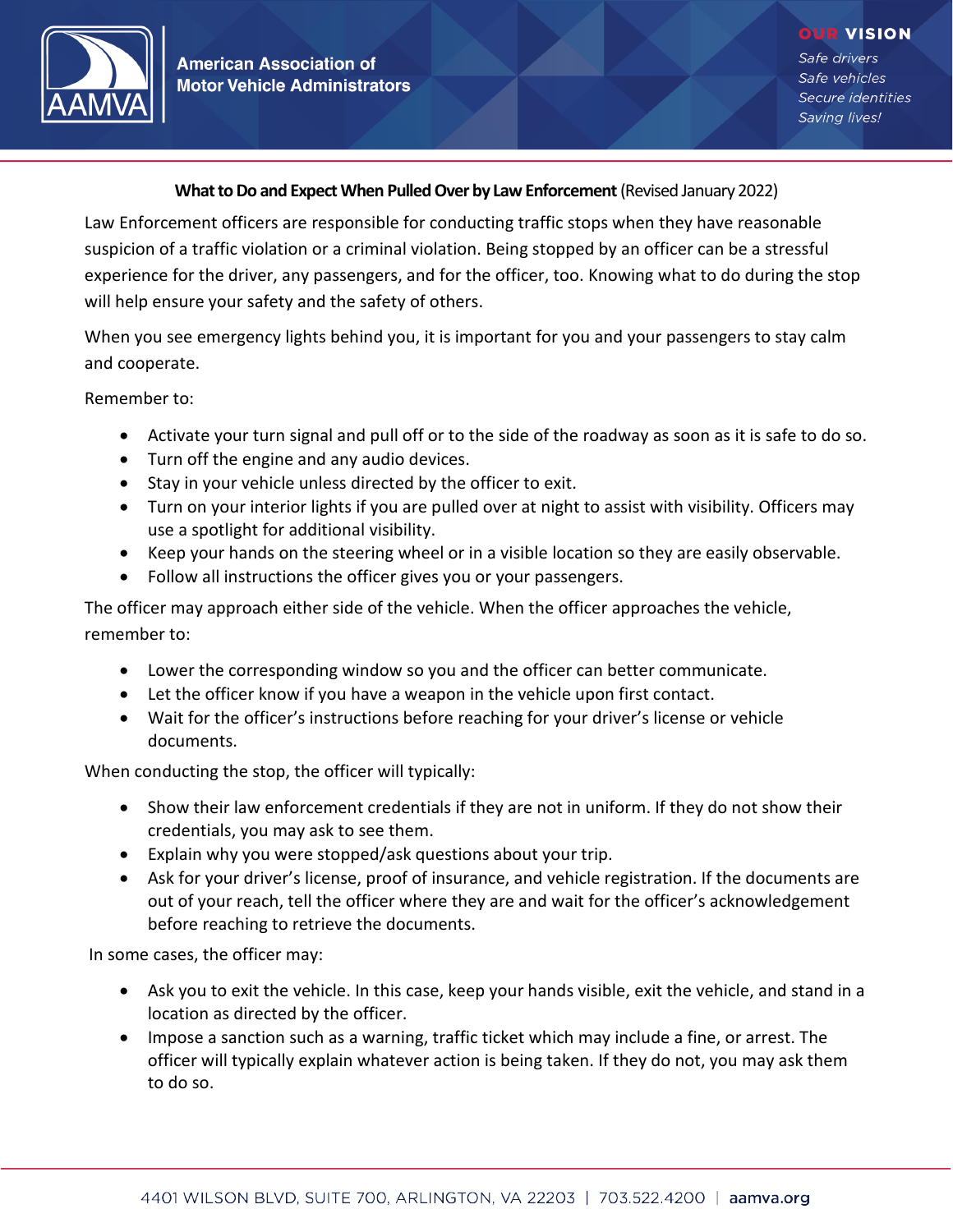American Association of Motor Vehicle Administrators

**OUR VISION**

*Safe drivers*
*Safe vehicles*
*Secure identities*
*Saving lives!*

**What to Do and Expect When Pulled Over by Law Enforcement** (Revised January 2022)

Law Enforcement officers are responsible for conducting traffic stops when they have reasonable suspicion of a traffic violation or a criminal violation. Being stopped by an officer can be a stressful experience for the driver, any passengers, and for the officer, too. Knowing what to do during the stop will help ensure your safety and the safety of others.

When you see emergency lights behind you, it is important for you and your passengers to stay calm and cooperate.

Remember to:

- Activate your turn signal and pull off or to the side of the roadway as soon as it is safe to do so.
- Turn off the engine and any audio devices.
- Stay in your vehicle unless directed by the officer to exit.
- Turn on your interior lights if you are pulled over at night to assist with visibility. Officers may use a spotlight for additional visibility.
- Keep your hands on the steering wheel or in a visible location so they are easily observable.
- Follow all instructions the officer gives you or your passengers.

The officer may approach either side of the vehicle. When the officer approaches the vehicle, remember to:

- Lower the corresponding window so you and the officer can better communicate.
- Let the officer know if you have a weapon in the vehicle upon first contact.
- Wait for the officer's instructions before reaching for your driver's license or vehicle documents.

When conducting the stop, the officer will typically:

- Show their law enforcement credentials if they are not in uniform. If they do not show their credentials, you may ask to see them.
- Explain why you were stopped/ask questions about your trip.
- Ask for your driver's license, proof of insurance, and vehicle registration. If the documents are out of your reach, tell the officer where they are and wait for the officer's acknowledgement before reaching to retrieve the documents.

In some cases, the officer may:

- Ask you to exit the vehicle. In this case, keep your hands visible, exit the vehicle, and stand in a location as directed by the officer.
- Impose a sanction such as a warning, traffic ticket which may include a fine, or arrest. The officer will typically explain whatever action is being taken. If they do not, you may ask them to do so.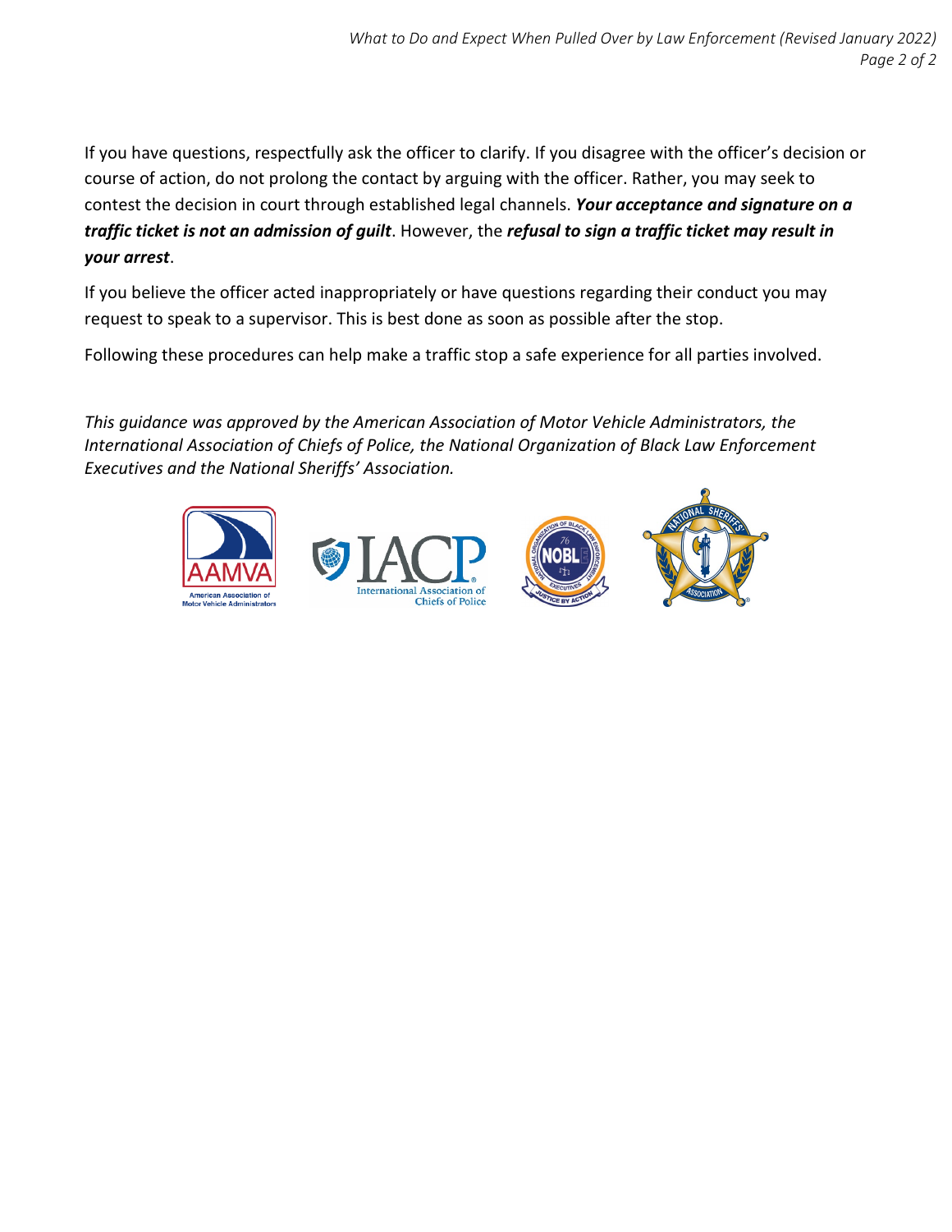If you have questions, respectfully ask the officer to clarify. If you disagree with the officer's decision or course of action, do not prolong the contact by arguing with the officer. Rather, you may seek to contest the decision in court through established legal channels. ***Your acceptance and signature on a traffic ticket is not an admission of guilt***. However, the ***refusal to sign a traffic ticket may result in your arrest***.

If you believe the officer acted inappropriately or have questions regarding their conduct you may request to speak to a supervisor. This is best done as soon as possible after the stop.

Following these procedures can help make a traffic stop a safe experience for all parties involved.

*This guidance was approved by the American Association of Motor Vehicle Administrators, the International Association of Chiefs of Police, the National Organization of Black Law Enforcement Executives and the National Sheriffs' Association.*